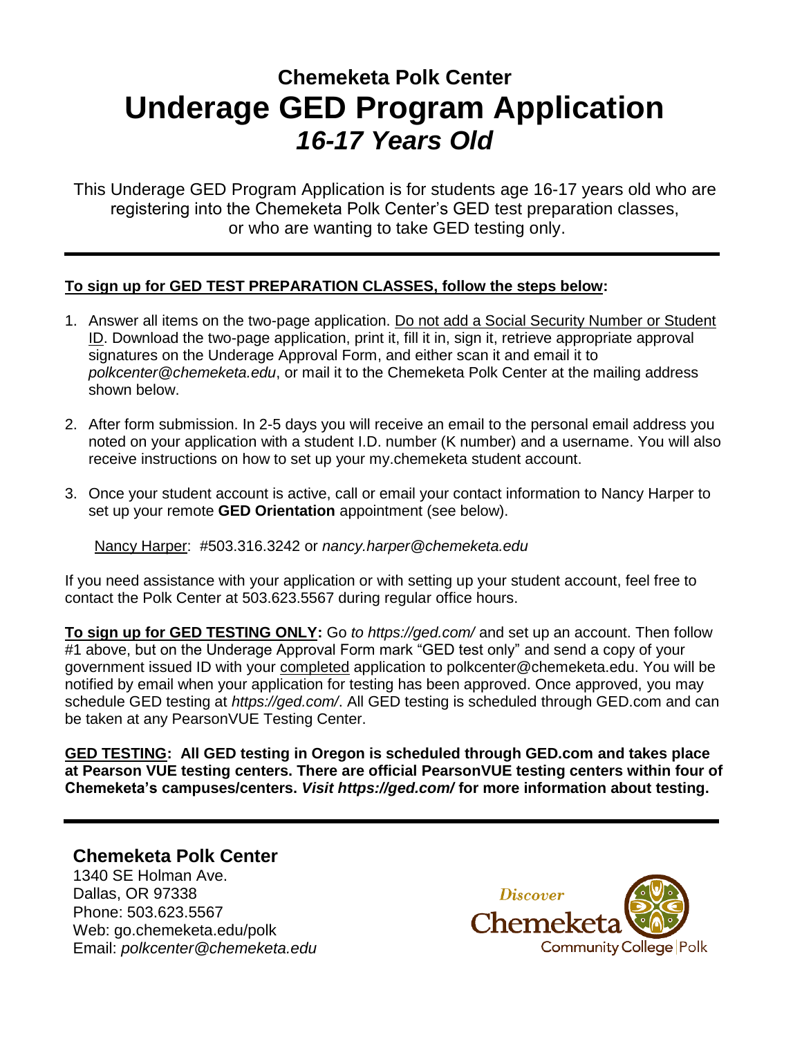## Chemeketa Polk Center

# Underage GED Program Application

## *16-17 Years Old*

This Underage GED Program Application is for students age 16-17 years old who are registering into the Chemeketa Polk Center's GED test preparation classes, or who are wanting to take GED testing only.

---

**To sign up for GED TEST PREPARATION CLASSES, follow the steps below:**

1. Answer all items on the two-page application. Do not add a Social Security Number or Student ID. Download the two-page application, print it, fill it in, sign it, retrieve appropriate approval signatures on the Underage Approval Form, and either scan it and email it to *polkcenter@chemeketa.edu*, or mail it to the Chemeketa Polk Center at the mailing address shown below.

2. After form submission. In 2-5 days you will receive an email to the personal email address you noted on your application with a student I.D. number (K number) and a username. You will also receive instructions on how to set up your my.chemeketa student account.

3. Once your student account is active, call or email your contact information to Nancy Harper to set up your remote **GED Orientation** appointment (see below).

   Nancy Harper: #503.316.3242 or *nancy.harper@chemeketa.edu*

If you need assistance with your application or with setting up your student account, feel free to contact the Polk Center at 503.623.5567 during regular office hours.

**To sign up for GED TESTING ONLY:** Go *to https://ged.com/* and set up an account. Then follow #1 above, but on the Underage Approval Form mark "GED test only" and send a copy of your government issued ID with your completed application to polkcenter@chemeketa.edu. You will be notified by email when your application for testing has been approved. Once approved, you may schedule GED testing at *https://ged.com/*. All GED testing is scheduled through GED.com and can be taken at any PearsonVUE Testing Center.

**GED TESTING: All GED testing in Oregon is scheduled through GED.com and takes place at Pearson VUE testing centers. There are official PearsonVUE testing centers within four of Chemeketa's campuses/centers. *Visit https://ged.com/* for more information about testing.**

---

**Chemeketa Polk Center**
1340 SE Holman Ave.
Dallas, OR 97338
Phone: 503.623.5567
Web: go.chemeketa.edu/polk
Email: *polkcenter@chemeketa.edu*

Discover Chemeketa Community College | Polk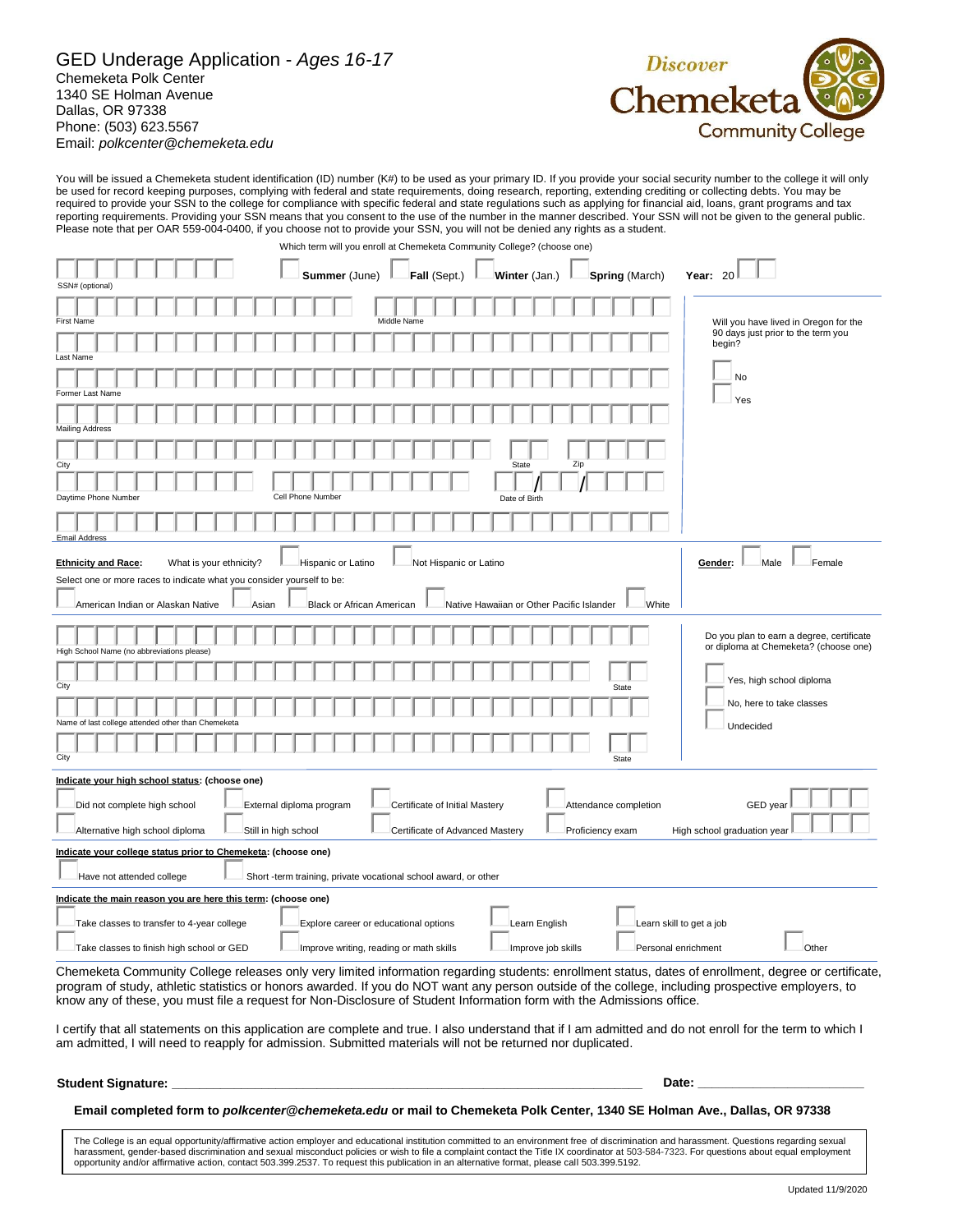# GED Underage Application - *Ages 16-17*

Chemeketa Polk Center
1340 SE Holman Avenue
Dallas, OR 97338
Phone: (503) 623.5567
Email: *polkcenter@chemeketa.edu*

Discover Chemeketa Community College

You will be issued a Chemeketa student identification (ID) number (K#) to be used as your primary ID. If you provide your social security number to the college it will only be used for record keeping purposes, complying with federal and state requirements, doing research, reporting, extending crediting or collecting debts. You may be required to provide your SSN to the college for compliance with specific federal and state regulations such as applying for financial aid, loans, grant programs and tax reporting requirements. Providing your SSN means that you consent to the use of the number in the manner described. Your SSN will not be given to the general public. Please note that per OAR 559-004-0400, if you choose not to provide your SSN, you will not be denied any rights as a student.

SSN# (optional)

Which term will you enroll at Chemeketa Community College? (choose one)

☐ **Summer** (June) ☐ **Fall** (Sept.) ☐ **Winter** (Jan.) ☐ **Spring** (March) **Year:** 20

First Name

Middle Name

Last Name

Former Last Name

Mailing Address

City

State

Zip

Daytime Phone Number

Cell Phone Number

Date of Birth

Email Address

Will you have lived in Oregon for the 90 days just prior to the term you begin?

☐ No

☐ Yes

**Ethnicity and Race:** What is your ethnicity? ☐ Hispanic or Latino ☐ Not Hispanic or Latino

Select one or more races to indicate what you consider yourself to be:

☐ American Indian or Alaskan Native ☐ Asian ☐ Black or African American ☐ Native Hawaiian or Other Pacific Islander ☐ White

**Gender:** ☐ Male ☐ Female

High School Name (no abbreviations please)

City

State

Name of last college attended other than Chemeketa

City

State

Do you plan to earn a degree, certificate or diploma at Chemeketa? (choose one)

☐ Yes, high school diploma

☐ No, here to take classes

☐ Undecided

**Indicate your high school status: (choose one)**

☐ Did not complete high school ☐ External diploma program ☐ Certificate of Initial Mastery ☐ Attendance completion GED year

☐ Alternative high school diploma ☐ Still in high school ☐ Certificate of Advanced Mastery ☐ Proficiency exam High school graduation year

**Indicate your college status prior to Chemeketa: (choose one)**

☐ Have not attended college ☐ Short -term training, private vocational school award, or other

**Indicate the main reason you are here this term: (choose one)**

☐ Take classes to transfer to 4-year college ☐ Explore career or educational options ☐ Learn English ☐ Learn skill to get a job

☐ Take classes to finish high school or GED ☐ Improve writing, reading or math skills ☐ Improve job skills ☐ Personal enrichment ☐ Other

Chemeketa Community College releases only very limited information regarding students: enrollment status, dates of enrollment, degree or certificate, program of study, athletic statistics or honors awarded. If you do NOT want any person outside of the college, including prospective employers, to know any of these, you must file a request for Non-Disclosure of Student Information form with the Admissions office.

I certify that all statements on this application are complete and true. I also understand that if I am admitted and do not enroll for the term to which I am admitted, I will need to reapply for admission. Submitted materials will not be returned nor duplicated.

**Student Signature:** ______________________________________________ **Date:** ____________________

**Email completed form to *polkcenter@chemeketa.edu* or mail to Chemeketa Polk Center, 1340 SE Holman Ave., Dallas, OR 97338**

The College is an equal opportunity/affirmative action employer and educational institution committed to an environment free of discrimination and harassment. Questions regarding sexual harassment, gender-based discrimination and sexual misconduct policies or wish to file a complaint contact the Title IX coordinator at 503-584-7323. For questions about equal employment opportunity and/or affirmative action, contact 503.399.2537. To request this publication in an alternative format, please call 503.399.5192.

Updated 11/9/2020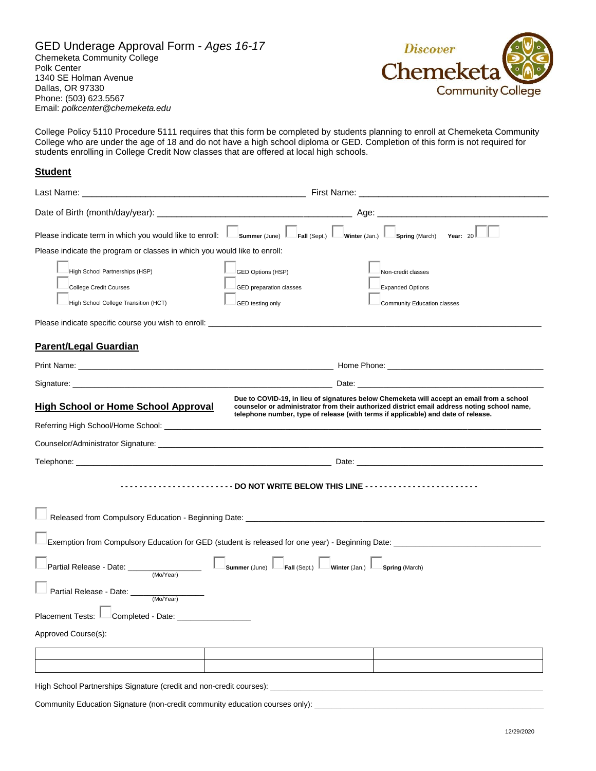# GED Underage Approval Form - *Ages 16-17*

Chemeketa Community College
Polk Center
1340 SE Holman Avenue
Dallas, OR 97330
Phone: (503) 623.5567
Email: *polkcenter@chemeketa.edu*

*Discover* Chemeketa Community College

College Policy 5110 Procedure 5111 requires that this form be completed by students planning to enroll at Chemeketa Community College who are under the age of 18 and do not have a high school diploma or GED. Completion of this form is not required for students enrolling in College Credit Now classes that are offered at local high schools.

## Student

Last Name: ______________________________ First Name: ______________________________

Date of Birth (month/day/year): ______________________________ Age: ______________________________

Please indicate term in which you would like to enroll: ☐ **Summer** (June) ☐ **Fall** (Sept.) ☐ **Winter** (Jan.) ☐ **Spring** (March) **Year:** 20☐☐

Please indicate the program or classes in which you would like to enroll:

- ☐ High School Partnerships (HSP)
- ☐ College Credit Courses
- ☐ High School College Transition (HCT)
- ☐ GED Options (HSP)
- ☐ GED preparation classes
- ☐ GED testing only
- ☐ Non-credit classes
- ☐ Expanded Options
- ☐ Community Education classes

Please indicate specific course you wish to enroll: ______________________________

## Parent/Legal Guardian

Print Name: ______________________________ Home Phone: ______________________________

Signature: ______________________________ Date: ______________________________

## High School or Home School Approval

**Due to COVID-19, in lieu of signatures below Chemeketa will accept an email from a school counselor or administrator from their authorized district email address noting school name, telephone number, type of release (with terms if applicable) and date of release.**

Referring High School/Home School: ______________________________

Counselor/Administrator Signature: ______________________________

Telephone: ______________________________ Date: ______________________________

**- - - - - - - - - - - - - - - - - - - - - - - - DO NOT WRITE BELOW THIS LINE - - - - - - - - - - - - - - - - - - - - - - - -**

☐ Released from Compulsory Education - Beginning Date: ______________________________

☐ Exemption from Compulsory Education for GED (student is released for one year) - Beginning Date: ______________________________

☐ Partial Release - Date: ______________ (Mo/Year) ☐ **Summer** (June) ☐ **Fall** (Sept.) ☐ **Winter** (Jan.) ☐ **Spring** (March)

☐ Partial Release - Date: ______________ (Mo/Year)

Placement Tests: ☐ Completed - Date: ______________

Approved Course(s):

| | | |
|---|---|---|
| | | |
| | | |

High School Partnerships Signature (credit and non-credit courses): ______________________________

Community Education Signature (non-credit community education courses only): ______________________________

12/29/2020